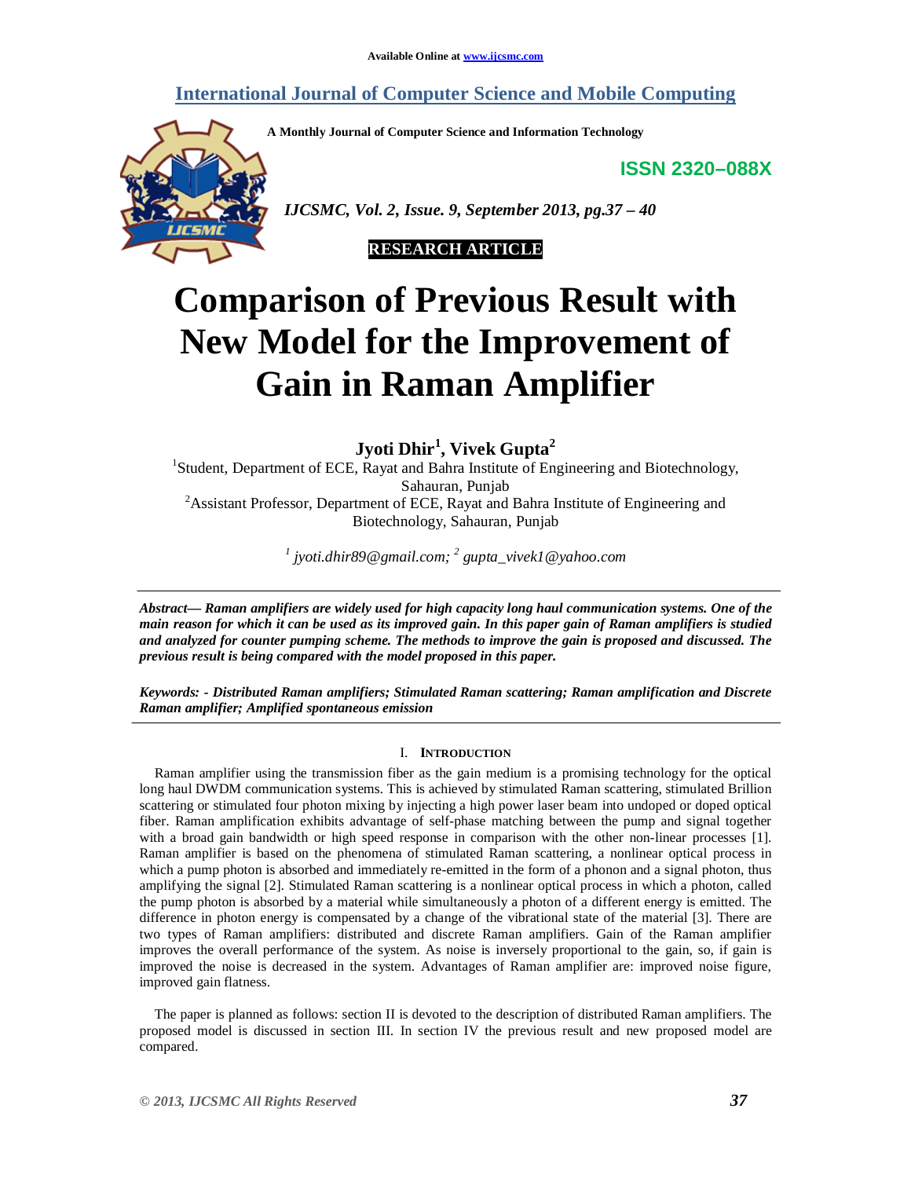Available Online at www.ijcsmc.com

# International Journal of Computer Science and Mobile Computing

A Monthly Journal of Computer Science and Information Technology

**ISSN 2320–088X**

*IJCSMC, Vol. 2, Issue. 9, September 2013, pg.37 – 40*

**RESEARCH ARTICLE**

# Comparison of Previous Result with New Model for the Improvement of Gain in Raman Amplifier

**Jyoti Dhir[1], Vivek Gupta[2]**

[1]Student, Department of ECE, Rayat and Bahra Institute of Engineering and Biotechnology, Sahauran, Punjab

[2]Assistant Professor, Department of ECE, Rayat and Bahra Institute of Engineering and Biotechnology, Sahauran, Punjab

*[1] jyoti.dhir89@gmail.com; [2] gupta_vivek1@yahoo.com*

---

***Abstract— Raman amplifiers are widely used for high capacity long haul communication systems. One of the main reason for which it can be used as its improved gain. In this paper gain of Raman amplifiers is studied and analyzed for counter pumping scheme. The methods to improve the gain is proposed and discussed. The previous result is being compared with the model proposed in this paper.***

***Keywords: - Distributed Raman amplifiers; Stimulated Raman scattering; Raman amplification and Discrete Raman amplifier; Amplified spontaneous emission***

---

## I. Introduction

Raman amplifier using the transmission fiber as the gain medium is a promising technology for the optical long haul DWDM communication systems. This is achieved by stimulated Raman scattering, stimulated Brillion scattering or stimulated four photon mixing by injecting a high power laser beam into undoped or doped optical fiber. Raman amplification exhibits advantage of self-phase matching between the pump and signal together with a broad gain bandwidth or high speed response in comparison with the other non-linear processes [1]. Raman amplifier is based on the phenomena of stimulated Raman scattering, a nonlinear optical process in which a pump photon is absorbed and immediately re-emitted in the form of a phonon and a signal photon, thus amplifying the signal [2]. Stimulated Raman scattering is a nonlinear optical process in which a photon, called the pump photon is absorbed by a material while simultaneously a photon of a different energy is emitted. The difference in photon energy is compensated by a change of the vibrational state of the material [3]. There are two types of Raman amplifiers: distributed and discrete Raman amplifiers. Gain of the Raman amplifier improves the overall performance of the system. As noise is inversely proportional to the gain, so, if gain is improved the noise is decreased in the system. Advantages of Raman amplifier are: improved noise figure, improved gain flatness.

The paper is planned as follows: section II is devoted to the description of distributed Raman amplifiers. The proposed model is discussed in section III. In section IV the previous result and new proposed model are compared.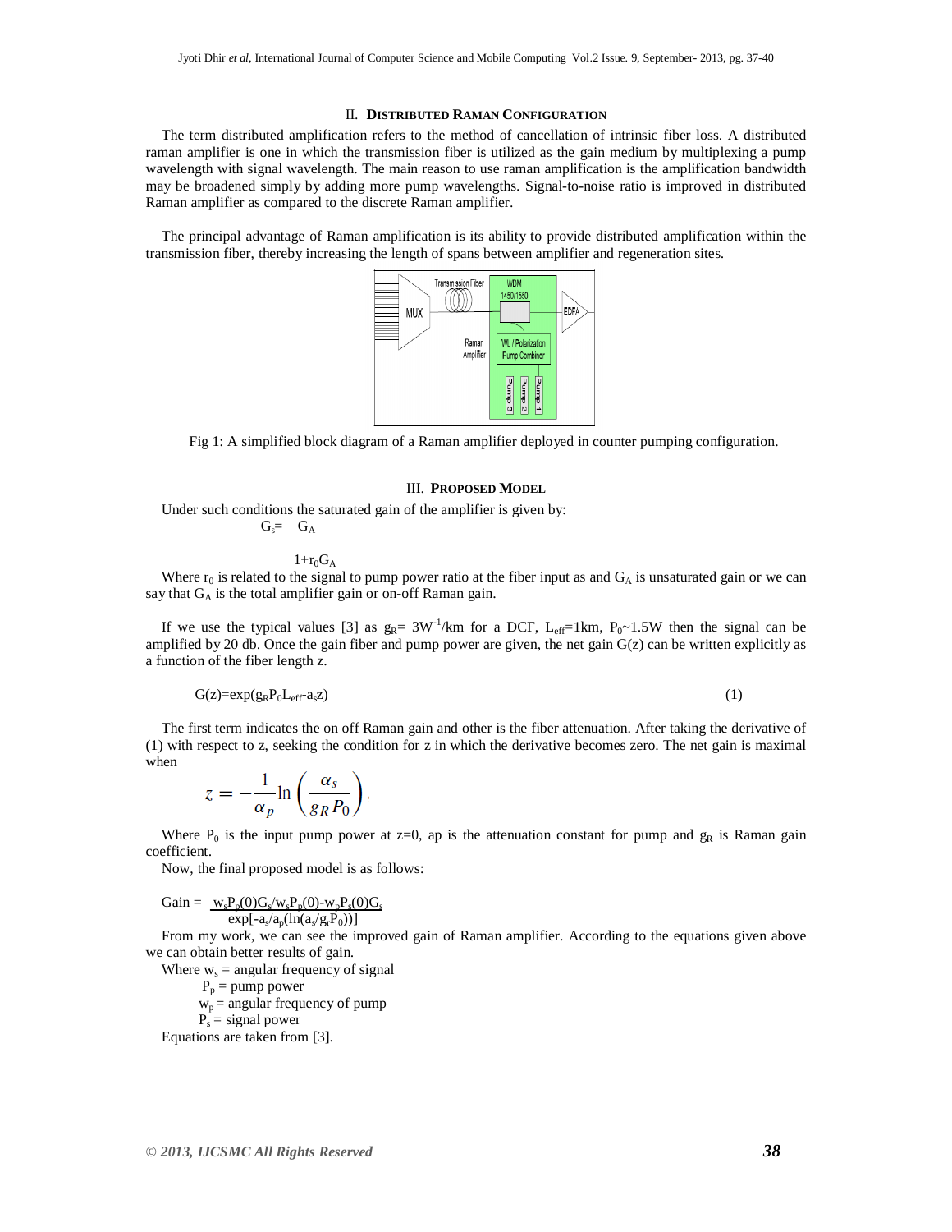## II. DISTRIBUTED RAMAN CONFIGURATION

The term distributed amplification refers to the method of cancellation of intrinsic fiber loss. A distributed raman amplifier is one in which the transmission fiber is utilized as the gain medium by multiplexing a pump wavelength with signal wavelength. The main reason to use raman amplification is the amplification bandwidth may be broadened simply by adding more pump wavelengths. Signal-to-noise ratio is improved in distributed Raman amplifier as compared to the discrete Raman amplifier.

The principal advantage of Raman amplification is its ability to provide distributed amplification within the transmission fiber, thereby increasing the length of spans between amplifier and regeneration sites.

Fig 1: A simplified block diagram of a Raman amplifier deployed in counter pumping configuration.

## III. PROPOSED MODEL

Under such conditions the saturated gain of the amplifier is given by:

$$G_s = \frac{G_A}{1+r_0 G_A}$$

Where $r_0$ is related to the signal to pump power ratio at the fiber input as and $G_A$ is unsaturated gain or we can say that $G_A$ is the total amplifier gain or on-off Raman gain.

If we use the typical values [3] as $g_R = 3W^{-1}/km$ for a DCF, $L_{eff}=1km$, $P_0 \sim 1.5W$ then the signal can be amplified by 20 db. Once the gain fiber and pump power are given, the net gain G(z) can be written explicitly as a function of the fiber length z.

$$G(z)=\exp(g_R P_0 L_{eff} - a_s z) \quad (1)$$

The first term indicates the on off Raman gain and other is the fiber attenuation. After taking the derivative of (1) with respect to z, seeking the condition for z in which the derivative becomes zero. The net gain is maximal when

$$z = -\frac{1}{\alpha_p} \ln\left(\frac{\alpha_s}{g_R P_0}\right)$$

Where $P_0$ is the input pump power at z=0, ap is the attenuation constant for pump and $g_R$ is Raman gain coefficient.

Now, the final proposed model is as follows:

$$\text{Gain} = \frac{w_s P_p(0) G_s / w_s P_p(0) - w_p P_s(0) G_s}{\exp[-a_s/a_p(\ln(a_s/g_r P_0))]}$$

From my work, we can see the improved gain of Raman amplifier. According to the equations given above we can obtain better results of gain.

Where $w_s$ = angular frequency of signal

$P_p$ = pump power

$w_p$ = angular frequency of pump

$P_s$ = signal power

Equations are taken from [3].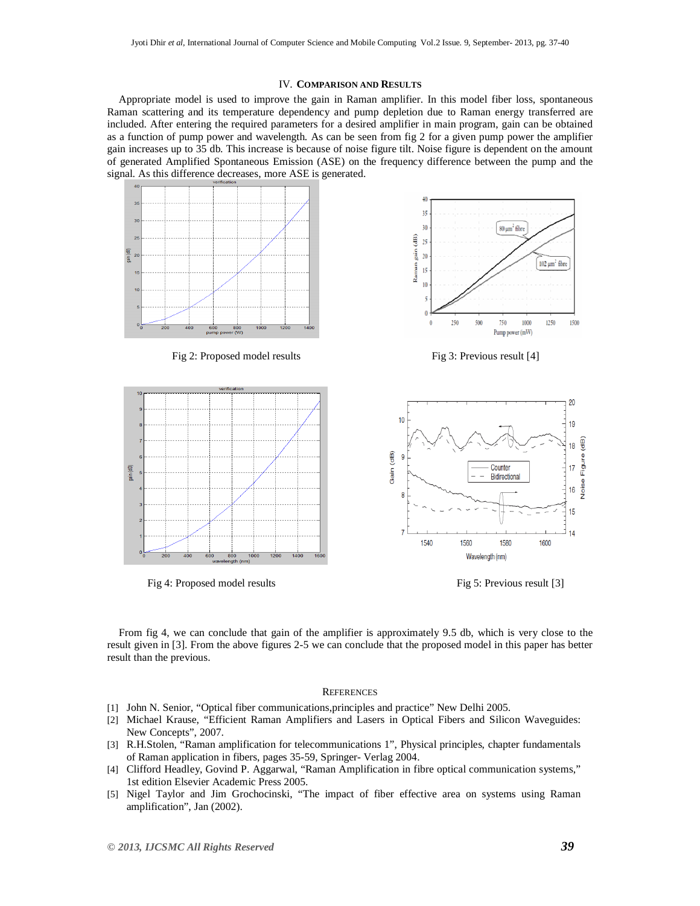## IV. Comparison and Results

Appropriate model is used to improve the gain in Raman amplifier. In this model fiber loss, spontaneous Raman scattering and its temperature dependency and pump depletion due to Raman energy transferred are included. After entering the required parameters for a desired amplifier in main program, gain can be obtained as a function of pump power and wavelength. As can be seen from fig 2 for a given pump power the amplifier gain increases up to 35 db. This increase is because of noise figure tilt. Noise figure is dependent on the amount of generated Amplified Spontaneous Emission (ASE) on the frequency difference between the pump and the signal. As this difference decreases, more ASE is generated.

Fig 2: Proposed model results

Fig 3: Previous result [4]

Fig 4: Proposed model results

Fig 5: Previous result [3]

From fig 4, we can conclude that gain of the amplifier is approximately 9.5 db, which is very close to the result given in [3]. From the above figures 2-5 we can conclude that the proposed model in this paper has better result than the previous.

## References

[1] John N. Senior, "Optical fiber communications,principles and practice" New Delhi 2005.

[2] Michael Krause, "Efficient Raman Amplifiers and Lasers in Optical Fibers and Silicon Waveguides: New Concepts", 2007.

[3] R.H.Stolen, "Raman amplification for telecommunications 1", Physical principles, chapter fundamentals of Raman application in fibers, pages 35-59, Springer- Verlag 2004.

[4] Clifford Headley, Govind P. Aggarwal, "Raman Amplification in fibre optical communication systems," 1st edition Elsevier Academic Press 2005.

[5] Nigel Taylor and Jim Grochocinski, "The impact of fiber effective area on systems using Raman amplification", Jan (2002).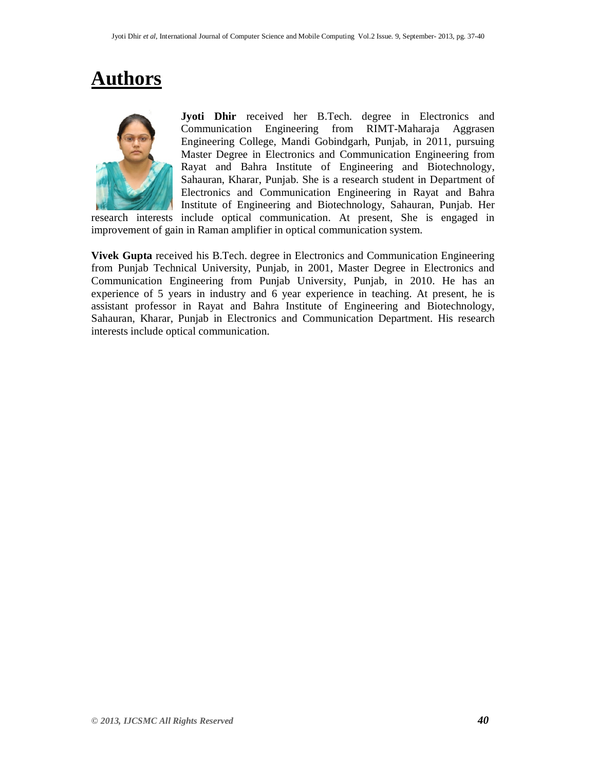# Authors

**Jyoti Dhir** received her B.Tech. degree in Electronics and Communication Engineering from RIMT-Maharaja Aggrasen Engineering College, Mandi Gobindgarh, Punjab, in 2011, pursuing Master Degree in Electronics and Communication Engineering from Rayat and Bahra Institute of Engineering and Biotechnology, Sahauran, Kharar, Punjab. She is a research student in Department of Electronics and Communication Engineering in Rayat and Bahra Institute of Engineering and Biotechnology, Sahauran, Punjab. Her research interests include optical communication. At present, She is engaged in improvement of gain in Raman amplifier in optical communication system.

**Vivek Gupta** received his B.Tech. degree in Electronics and Communication Engineering from Punjab Technical University, Punjab, in 2001, Master Degree in Electronics and Communication Engineering from Punjab University, Punjab, in 2010. He has an experience of 5 years in industry and 6 year experience in teaching. At present, he is assistant professor in Rayat and Bahra Institute of Engineering and Biotechnology, Sahauran, Kharar, Punjab in Electronics and Communication Department. His research interests include optical communication.